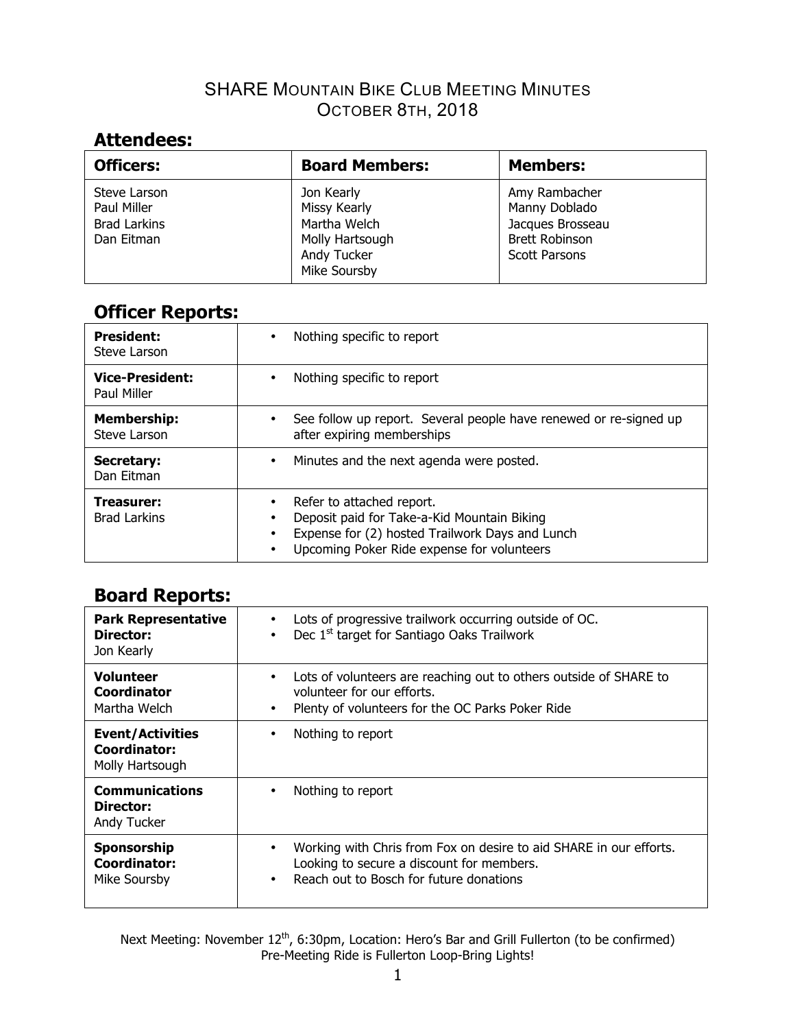# SHARE Mountain Bike Club Meeting Minutes
## October 8th, 2018

## Attendees:

| Officers: | Board Members: | Members: |
|---|---|---|
| Steve Larson<br>Paul Miller<br>Brad Larkins<br>Dan Eitman | Jon Kearly<br>Missy Kearly<br>Martha Welch<br>Molly Hartsough<br>Andy Tucker<br>Mike Soursby | Amy Rambacher<br>Manny Doblado<br>Jacques Brosseau<br>Brett Robinson<br>Scott Parsons |

## Officer Reports:

| | |
|---|---|
| **President:**<br>Steve Larson | • Nothing specific to report |
| **Vice-President:**<br>Paul Miller | • Nothing specific to report |
| **Membership:**<br>Steve Larson | • See follow up report. Several people have renewed or re-signed up after expiring memberships |
| **Secretary:**<br>Dan Eitman | • Minutes and the next agenda were posted. |
| **Treasurer:**<br>Brad Larkins | • Refer to attached report.<br>• Deposit paid for Take-a-Kid Mountain Biking<br>• Expense for (2) hosted Trailwork Days and Lunch<br>• Upcoming Poker Ride expense for volunteers |

## Board Reports:

| | |
|---|---|
| **Park Representative Director:**<br>Jon Kearly | • Lots of progressive trailwork occurring outside of OC.<br>• Dec 1st target for Santiago Oaks Trailwork |
| **Volunteer Coordinator**<br>Martha Welch | • Lots of volunteers are reaching out to others outside of SHARE to volunteer for our efforts.<br>• Plenty of volunteers for the OC Parks Poker Ride |
| **Event/Activities Coordinator:**<br>Molly Hartsough | • Nothing to report |
| **Communications Director:**<br>Andy Tucker | • Nothing to report |
| **Sponsorship Coordinator:**<br>Mike Soursby | • Working with Chris from Fox on desire to aid SHARE in our efforts. Looking to secure a discount for members.<br>• Reach out to Bosch for future donations |

Next Meeting: November 12th, 6:30pm, Location: Hero's Bar and Grill Fullerton (to be confirmed)
Pre-Meeting Ride is Fullerton Loop-Bring Lights!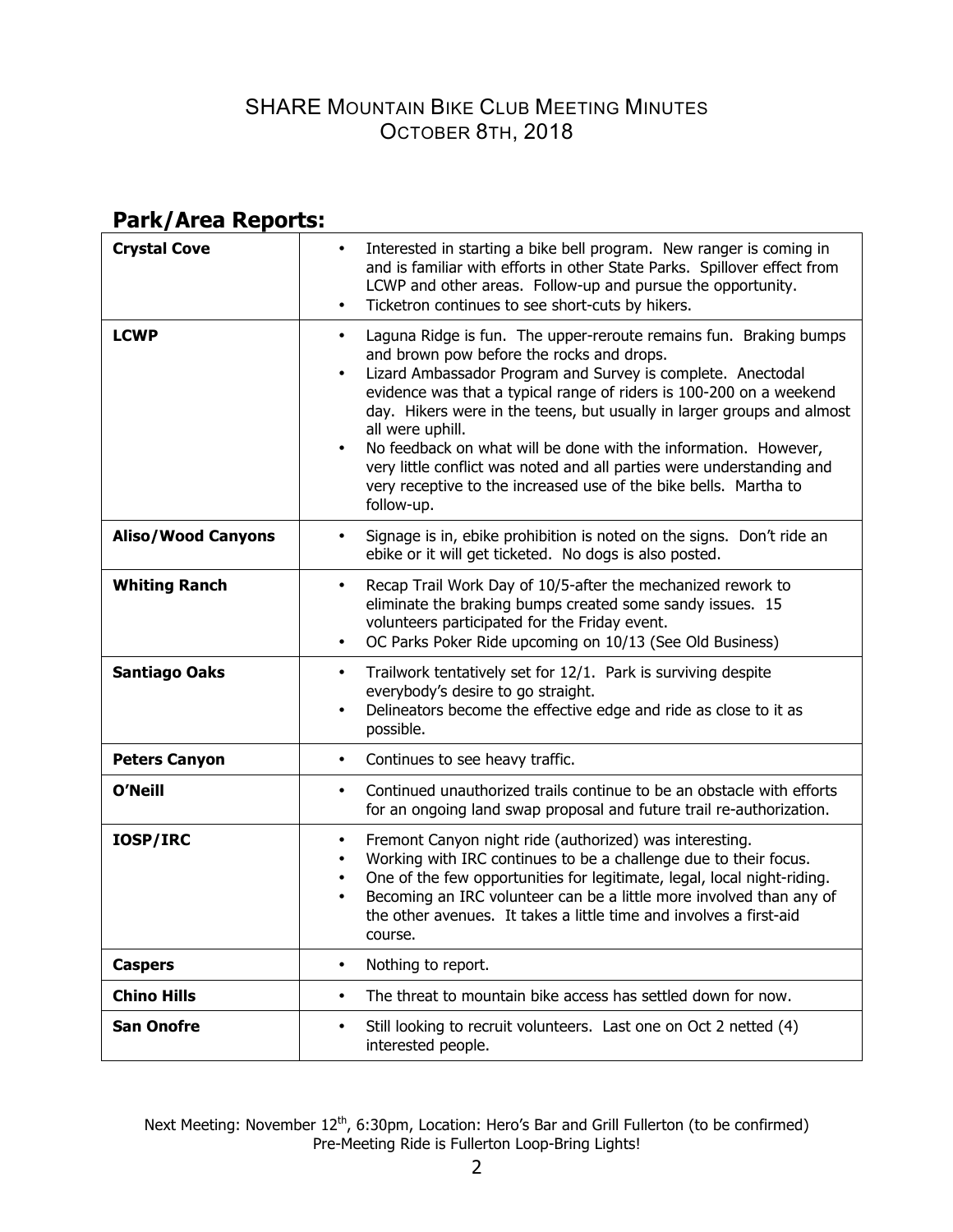SHARE Mountain Bike Club Meeting Minutes
October 8th, 2018

## Park/Area Reports:

| | |
|---|---|
| **Crystal Cove** | • Interested in starting a bike bell program. New ranger is coming in and is familiar with efforts in other State Parks. Spillover effect from LCWP and other areas. Follow-up and pursue the opportunity.<br>• Ticketron continues to see short-cuts by hikers. |
| **LCWP** | • Laguna Ridge is fun. The upper-reroute remains fun. Braking bumps and brown pow before the rocks and drops.<br>• Lizard Ambassador Program and Survey is complete. Anectodal evidence was that a typical range of riders is 100-200 on a weekend day. Hikers were in the teens, but usually in larger groups and almost all were uphill.<br>• No feedback on what will be done with the information. However, very little conflict was noted and all parties were understanding and very receptive to the increased use of the bike bells. Martha to follow-up. |
| **Aliso/Wood Canyons** | • Signage is in, ebike prohibition is noted on the signs. Don't ride an ebike or it will get ticketed. No dogs is also posted. |
| **Whiting Ranch** | • Recap Trail Work Day of 10/5-after the mechanized rework to eliminate the braking bumps created some sandy issues. 15 volunteers participated for the Friday event.<br>• OC Parks Poker Ride upcoming on 10/13 (See Old Business) |
| **Santiago Oaks** | • Trailwork tentatively set for 12/1. Park is surviving despite everybody's desire to go straight.<br>• Delineators become the effective edge and ride as close to it as possible. |
| **Peters Canyon** | • Continues to see heavy traffic. |
| **O'Neill** | • Continued unauthorized trails continue to be an obstacle with efforts for an ongoing land swap proposal and future trail re-authorization. |
| **IOSP/IRC** | • Fremont Canyon night ride (authorized) was interesting.<br>• Working with IRC continues to be a challenge due to their focus.<br>• One of the few opportunities for legitimate, legal, local night-riding.<br>• Becoming an IRC volunteer can be a little more involved than any of the other avenues. It takes a little time and involves a first-aid course. |
| **Caspers** | • Nothing to report. |
| **Chino Hills** | • The threat to mountain bike access has settled down for now. |
| **San Onofre** | • Still looking to recruit volunteers. Last one on Oct 2 netted (4) interested people. |

Next Meeting: November 12th, 6:30pm, Location: Hero's Bar and Grill Fullerton (to be confirmed)
Pre-Meeting Ride is Fullerton Loop-Bring Lights!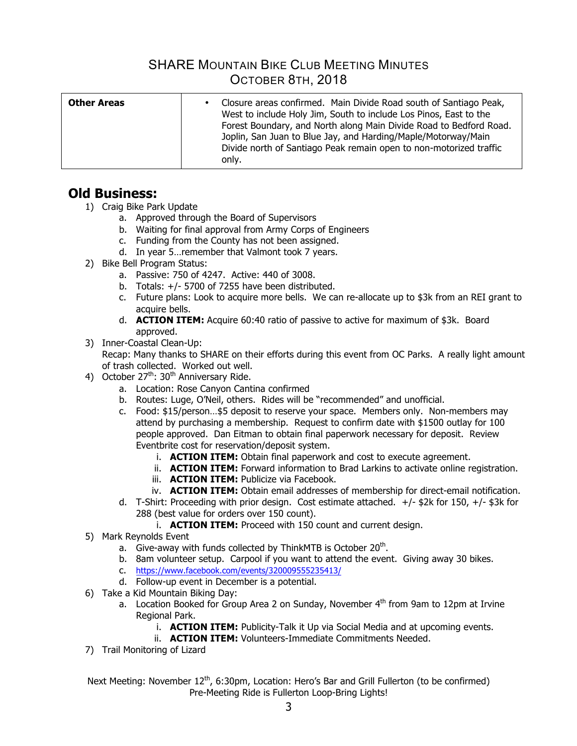# SHARE Mountain Bike Club Meeting Minutes
## October 8th, 2018

| **Other Areas** | • Closure areas confirmed. Main Divide Road south of Santiago Peak, West to include Holy Jim, South to include Los Pinos, East to the Forest Boundary, and North along Main Divide Road to Bedford Road. Joplin, San Juan to Blue Jay, and Harding/Maple/Motorway/Main Divide north of Santiago Peak remain open to non-motorized traffic only. |
|---|---|

## Old Business:

1) Craig Bike Park Update
   a. Approved through the Board of Supervisors
   b. Waiting for final approval from Army Corps of Engineers
   c. Funding from the County has not been assigned.
   d. In year 5…remember that Valmont took 7 years.
2) Bike Bell Program Status:
   a. Passive: 750 of 4247. Active: 440 of 3008.
   b. Totals: +/- 5700 of 7255 have been distributed.
   c. Future plans: Look to acquire more bells. We can re-allocate up to $3k from an REI grant to acquire bells.
   d. **ACTION ITEM:** Acquire 60:40 ratio of passive to active for maximum of $3k. Board approved.
3) Inner-Coastal Clean-Up:
   Recap: Many thanks to SHARE on their efforts during this event from OC Parks. A really light amount of trash collected. Worked out well.
4) October 27th: 30th Anniversary Ride.
   a. Location: Rose Canyon Cantina confirmed
   b. Routes: Luge, O'Neil, others. Rides will be "recommended" and unofficial.
   c. Food: $15/person…$5 deposit to reserve your space. Members only. Non-members may attend by purchasing a membership. Request to confirm date with $1500 outlay for 100 people approved. Dan Eitman to obtain final paperwork necessary for deposit. Review Eventbrite cost for reservation/deposit system.
      i. **ACTION ITEM:** Obtain final paperwork and cost to execute agreement.
      ii. **ACTION ITEM:** Forward information to Brad Larkins to activate online registration.
      iii. **ACTION ITEM:** Publicize via Facebook.
      iv. **ACTION ITEM:** Obtain email addresses of membership for direct-email notification.
   d. T-Shirt: Proceeding with prior design. Cost estimate attached. +/- $2k for 150, +/- $3k for 288 (best value for orders over 150 count).
      i. **ACTION ITEM:** Proceed with 150 count and current design.
5) Mark Reynolds Event
   a. Give-away with funds collected by ThinkMTB is October 20th.
   b. 8am volunteer setup. Carpool if you want to attend the event. Giving away 30 bikes.
   c. https://www.facebook.com/events/320009555235413/
   d. Follow-up event in December is a potential.
6) Take a Kid Mountain Biking Day:
   a. Location Booked for Group Area 2 on Sunday, November 4th from 9am to 12pm at Irvine Regional Park.
      i. **ACTION ITEM:** Publicity-Talk it Up via Social Media and at upcoming events.
      ii. **ACTION ITEM:** Volunteers-Immediate Commitments Needed.
7) Trail Monitoring of Lizard

Next Meeting: November 12th, 6:30pm, Location: Hero's Bar and Grill Fullerton (to be confirmed)
Pre-Meeting Ride is Fullerton Loop-Bring Lights!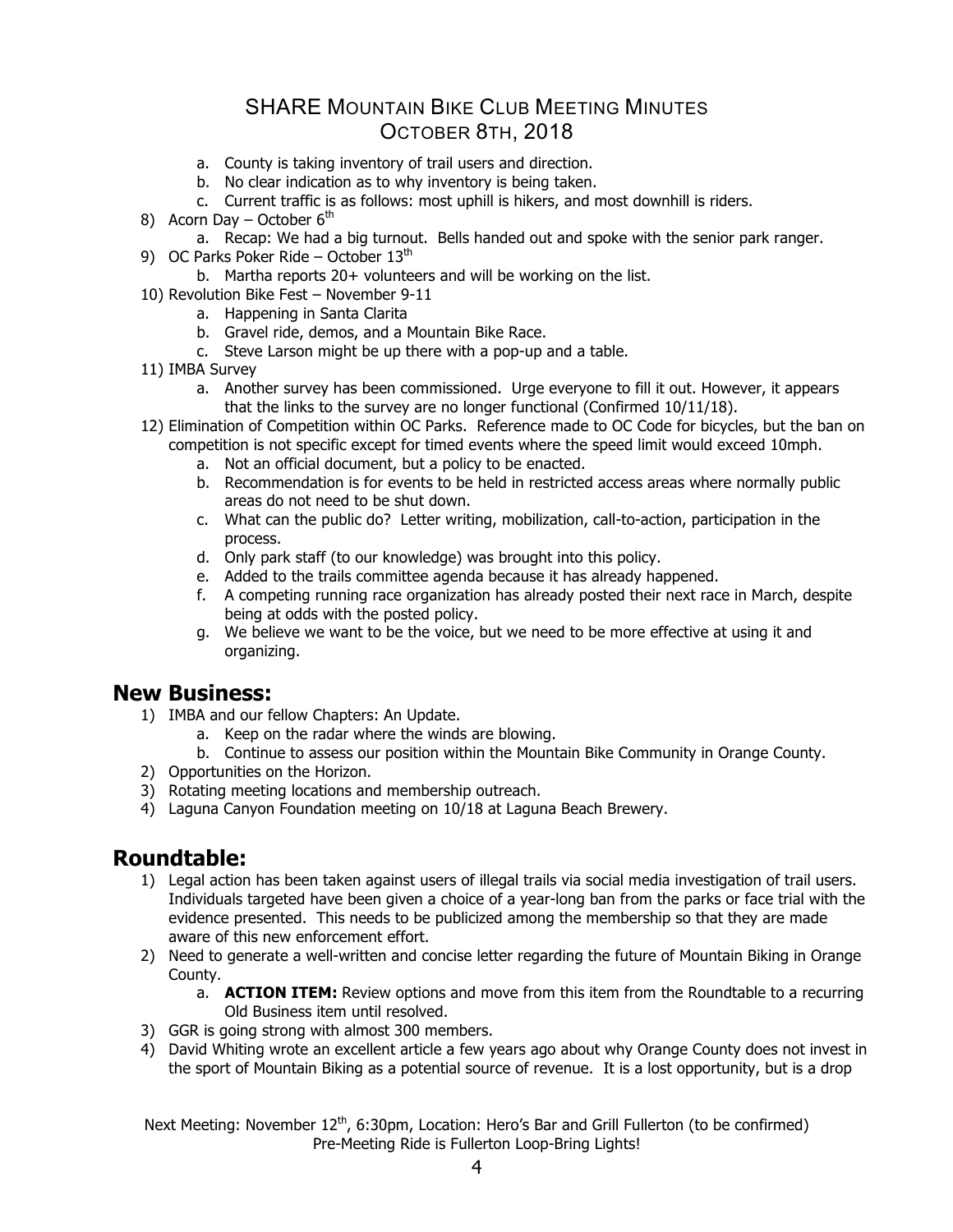# SHARE Mountain Bike Club Meeting Minutes
## October 8th, 2018

   a. County is taking inventory of trail users and direction.
   b. No clear indication as to why inventory is being taken.
   c. Current traffic is as follows: most uphill is hikers, and most downhill is riders.

8) Acorn Day – October 6th
   a. Recap: We had a big turnout. Bells handed out and spoke with the senior park ranger.
9) OC Parks Poker Ride – October 13th
   b. Martha reports 20+ volunteers and will be working on the list.
10) Revolution Bike Fest – November 9-11
    a. Happening in Santa Clarita
    b. Gravel ride, demos, and a Mountain Bike Race.
    c. Steve Larson might be up there with a pop-up and a table.
11) IMBA Survey
    a. Another survey has been commissioned. Urge everyone to fill it out. However, it appears that the links to the survey are no longer functional (Confirmed 10/11/18).
12) Elimination of Competition within OC Parks. Reference made to OC Code for bicycles, but the ban on competition is not specific except for timed events where the speed limit would exceed 10mph.
    a. Not an official document, but a policy to be enacted.
    b. Recommendation is for events to be held in restricted access areas where normally public areas do not need to be shut down.
    c. What can the public do? Letter writing, mobilization, call-to-action, participation in the process.
    d. Only park staff (to our knowledge) was brought into this policy.
    e. Added to the trails committee agenda because it has already happened.
    f. A competing running race organization has already posted their next race in March, despite being at odds with the posted policy.
    g. We believe we want to be the voice, but we need to be more effective at using it and organizing.

## New Business:

1) IMBA and our fellow Chapters: An Update.
   a. Keep on the radar where the winds are blowing.
   b. Continue to assess our position within the Mountain Bike Community in Orange County.
2) Opportunities on the Horizon.
3) Rotating meeting locations and membership outreach.
4) Laguna Canyon Foundation meeting on 10/18 at Laguna Beach Brewery.

## Roundtable:

1) Legal action has been taken against users of illegal trails via social media investigation of trail users. Individuals targeted have been given a choice of a year-long ban from the parks or face trial with the evidence presented. This needs to be publicized among the membership so that they are made aware of this new enforcement effort.
2) Need to generate a well-written and concise letter regarding the future of Mountain Biking in Orange County.
   a. **ACTION ITEM:** Review options and move from this item from the Roundtable to a recurring Old Business item until resolved.
3) GGR is going strong with almost 300 members.
4) David Whiting wrote an excellent article a few years ago about why Orange County does not invest in the sport of Mountain Biking as a potential source of revenue. It is a lost opportunity, but is a drop

Next Meeting: November 12th, 6:30pm, Location: Hero's Bar and Grill Fullerton (to be confirmed)
Pre-Meeting Ride is Fullerton Loop-Bring Lights!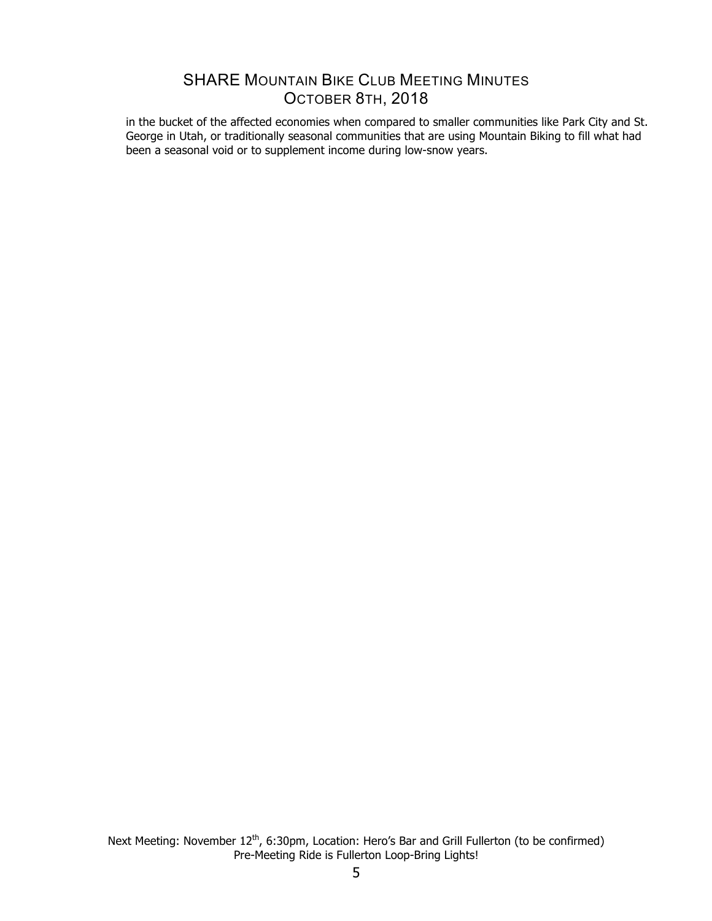in the bucket of the affected economies when compared to smaller communities like Park City and St. George in Utah, or traditionally seasonal communities that are using Mountain Biking to fill what had been a seasonal void or to supplement income during low-snow years.

Next Meeting: November 12th, 6:30pm, Location: Hero's Bar and Grill Fullerton (to be confirmed)
Pre-Meeting Ride is Fullerton Loop-Bring Lights!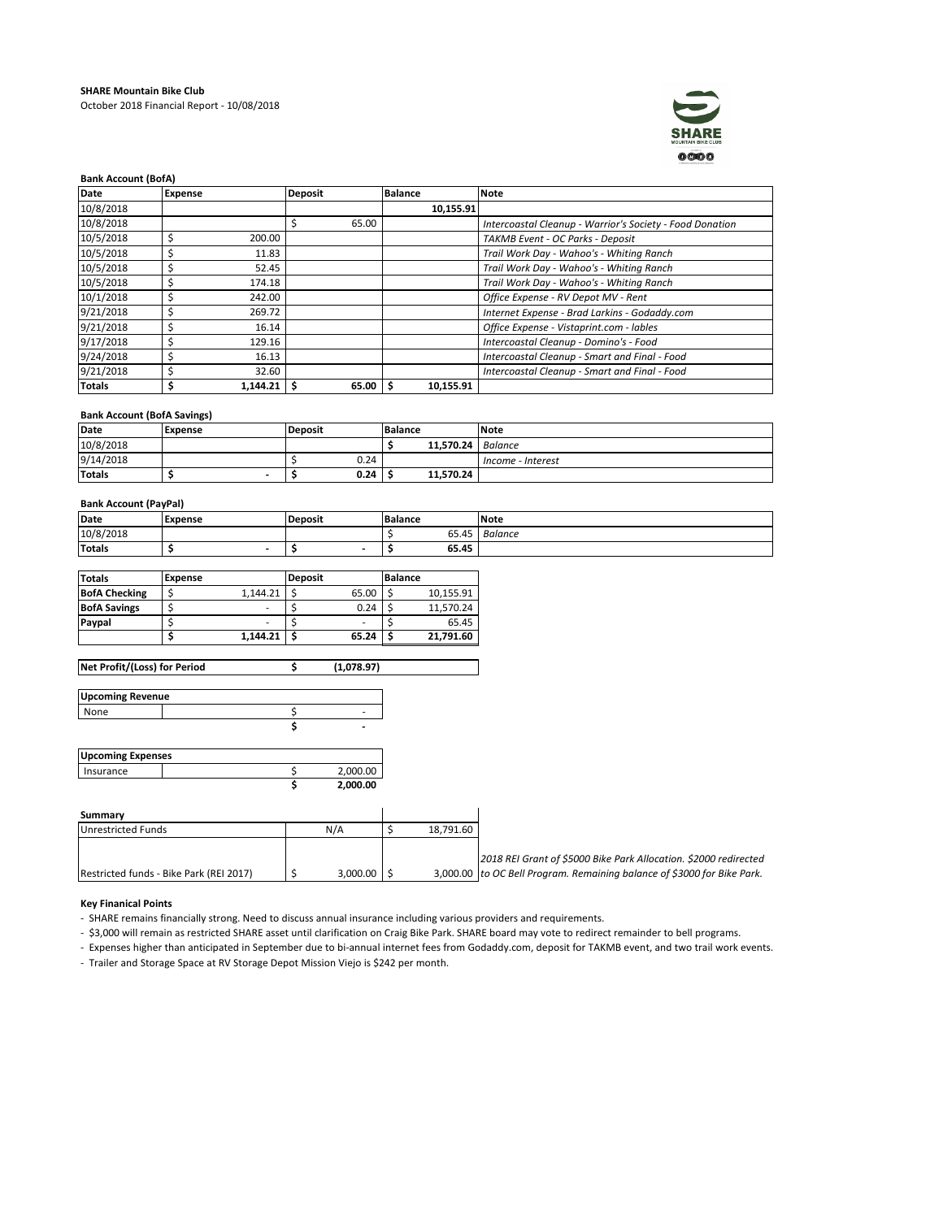**SHARE Mountain Bike Club**

October 2018 Financial Report - 10/08/2018

**Bank Account (BofA)**

| Date | Expense | Deposit | Balance | Note |
|---|---|---|---|---|
| 10/8/2018 | | | 10,155.91 | |
| 10/8/2018 | | $ 65.00 | | *Intercoastal Cleanup - Warrior's Society - Food Donation* |
| 10/5/2018 | $ 200.00 | | | *TAKMB Event - OC Parks - Deposit* |
| 10/5/2018 | $ 11.83 | | | *Trail Work Day - Wahoo's - Whiting Ranch* |
| 10/5/2018 | $ 52.45 | | | *Trail Work Day - Wahoo's - Whiting Ranch* |
| 10/5/2018 | $ 174.18 | | | *Trail Work Day - Wahoo's - Whiting Ranch* |
| 10/1/2018 | $ 242.00 | | | *Office Expense - RV Depot MV - Rent* |
| 9/21/2018 | $ 269.72 | | | *Internet Expense - Brad Larkins - Godaddy.com* |
| 9/21/2018 | $ 16.14 | | | *Office Expense - Vistaprint.com - lables* |
| 9/17/2018 | $ 129.16 | | | *Intercoastal Cleanup - Domino's - Food* |
| 9/24/2018 | $ 16.13 | | | *Intercoastal Cleanup - Smart and Final - Food* |
| 9/21/2018 | $ 32.60 | | | *Intercoastal Cleanup - Smart and Final - Food* |
| **Totals** | **$ 1,144.21** | **$ 65.00** | **$ 10,155.91** | |

**Bank Account (BofA Savings)**

| Date | Expense | Deposit | Balance | Note |
|---|---|---|---|---|
| 10/8/2018 | | | $ 11,570.24 | *Balance* |
| 9/14/2018 | | $ 0.24 | | *Income - Interest* |
| **Totals** | **$ -** | **$ 0.24** | **$ 11,570.24** | |

**Bank Account (PayPal)**

| Date | Expense | Deposit | Balance | Note |
|---|---|---|---|---|
| 10/8/2018 | | | $ 65.45 | *Balance* |
| **Totals** | **$ -** | **$ -** | **$ 65.45** | |

| Totals | Expense | Deposit | Balance |
|---|---|---|---|
| **BofA Checking** | $ 1,144.21 | $ 65.00 | $ 10,155.91 |
| **BofA Savings** | $ - | $ 0.24 | $ 11,570.24 |
| **Paypal** | $ - | $ - | $ 65.45 |
| | **$ 1,144.21** | **$ 65.24** | **$ 21,791.60** |

| | |
|---|---|
| **Net Profit/(Loss) for Period** | **$ (1,078.97)** |

| Upcoming Revenue | | |
|---|---|---|
| None | | $ - |
| | | **$ -** |

| Upcoming Expenses | | |
|---|---|---|
| Insurance | | $ 2,000.00 |
| | | **$ 2,000.00** |

| Summary | | | |
|---|---|---|---|
| Unrestricted Funds | N/A | $ 18,791.60 | |
| Restricted funds - Bike Park (REI 2017) | $ 3,000.00 | $ 3,000.00 | *2018 REI Grant of $5000 Bike Park Allocation. $2000 redirected to OC Bell Program. Remaining balance of $3000 for Bike Park.* |

**Key Finanical Points**

- SHARE remains financially strong. Need to discuss annual insurance including various providers and requirements.
- $3,000 will remain as restricted SHARE asset until clarification on Craig Bike Park. SHARE board may vote to redirect remainder to bell programs.
- Expenses higher than anticipated in September due to bi-annual internet fees from Godaddy.com, deposit for TAKMB event, and two trail work events.
- Trailer and Storage Space at RV Storage Depot Mission Viejo is $242 per month.